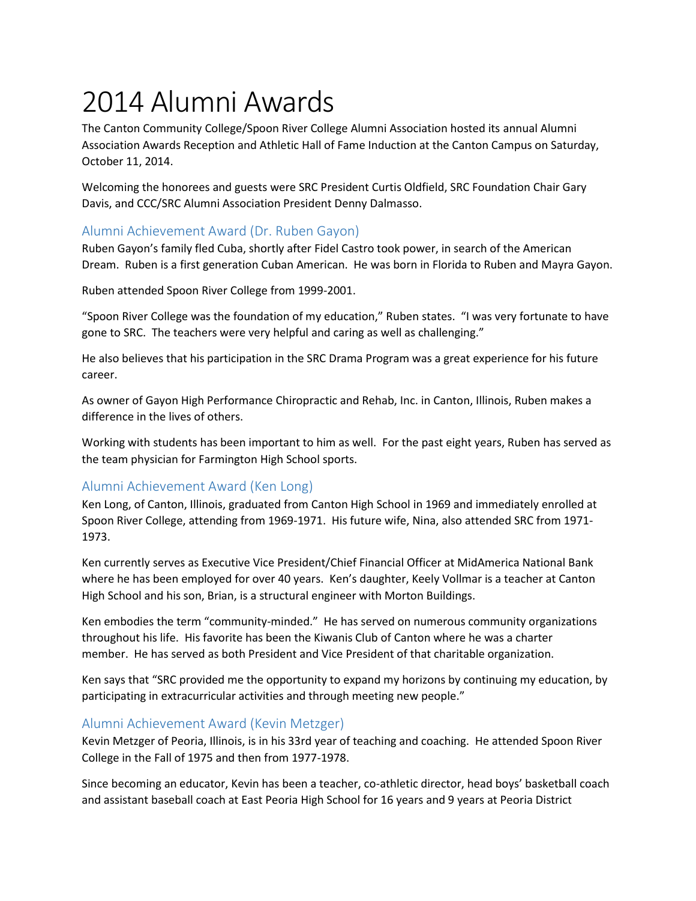# 2014 Alumni Awards

The Canton Community College/Spoon River College Alumni Association hosted its annual Alumni Association Awards Reception and Athletic Hall of Fame Induction at the Canton Campus on Saturday, October 11, 2014.

Welcoming the honorees and guests were SRC President Curtis Oldfield, SRC Foundation Chair Gary Davis, and CCC/SRC Alumni Association President Denny Dalmasso.

## Alumni Achievement Award (Dr. Ruben Gayon)

Ruben Gayon's family fled Cuba, shortly after Fidel Castro took power, in search of the American Dream. Ruben is a first generation Cuban American. He was born in Florida to Ruben and Mayra Gayon.

Ruben attended Spoon River College from 1999-2001.

"Spoon River College was the foundation of my education," Ruben states. "I was very fortunate to have gone to SRC. The teachers were very helpful and caring as well as challenging."

He also believes that his participation in the SRC Drama Program was a great experience for his future career.

As owner of Gayon High Performance Chiropractic and Rehab, Inc. in Canton, Illinois, Ruben makes a difference in the lives of others.

Working with students has been important to him as well. For the past eight years, Ruben has served as the team physician for Farmington High School sports.

## Alumni Achievement Award (Ken Long)

Ken Long, of Canton, Illinois, graduated from Canton High School in 1969 and immediately enrolled at Spoon River College, attending from 1969-1971. His future wife, Nina, also attended SRC from 1971-1973.

Ken currently serves as Executive Vice President/Chief Financial Officer at MidAmerica National Bank where he has been employed for over 40 years. Ken's daughter, Keely Vollmar is a teacher at Canton High School and his son, Brian, is a structural engineer with Morton Buildings.

Ken embodies the term "community-minded." He has served on numerous community organizations throughout his life. His favorite has been the Kiwanis Club of Canton where he was a charter member. He has served as both President and Vice President of that charitable organization.

Ken says that "SRC provided me the opportunity to expand my horizons by continuing my education, by participating in extracurricular activities and through meeting new people."

## Alumni Achievement Award (Kevin Metzger)

Kevin Metzger of Peoria, Illinois, is in his 33rd year of teaching and coaching. He attended Spoon River College in the Fall of 1975 and then from 1977-1978.

Since becoming an educator, Kevin has been a teacher, co-athletic director, head boys' basketball coach and assistant baseball coach at East Peoria High School for 16 years and 9 years at Peoria District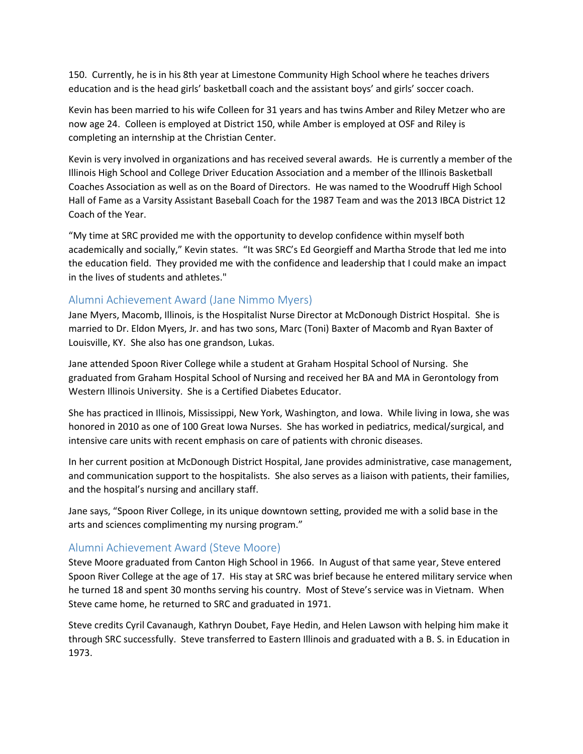150. Currently, he is in his 8th year at Limestone Community High School where he teaches drivers education and is the head girls' basketball coach and the assistant boys' and girls' soccer coach.

Kevin has been married to his wife Colleen for 31 years and has twins Amber and Riley Metzer who are now age 24. Colleen is employed at District 150, while Amber is employed at OSF and Riley is completing an internship at the Christian Center.

Kevin is very involved in organizations and has received several awards. He is currently a member of the Illinois High School and College Driver Education Association and a member of the Illinois Basketball Coaches Association as well as on the Board of Directors. He was named to the Woodruff High School Hall of Fame as a Varsity Assistant Baseball Coach for the 1987 Team and was the 2013 IBCA District 12 Coach of the Year.

"My time at SRC provided me with the opportunity to develop confidence within myself both academically and socially," Kevin states. "It was SRC's Ed Georgieff and Martha Strode that led me into the education field. They provided me with the confidence and leadership that I could make an impact in the lives of students and athletes."

## Alumni Achievement Award (Jane Nimmo Myers)

Jane Myers, Macomb, Illinois, is the Hospitalist Nurse Director at McDonough District Hospital. She is married to Dr. Eldon Myers, Jr. and has two sons, Marc (Toni) Baxter of Macomb and Ryan Baxter of Louisville, KY. She also has one grandson, Lukas.

Jane attended Spoon River College while a student at Graham Hospital School of Nursing. She graduated from Graham Hospital School of Nursing and received her BA and MA in Gerontology from Western Illinois University. She is a Certified Diabetes Educator.

She has practiced in Illinois, Mississippi, New York, Washington, and Iowa. While living in Iowa, she was honored in 2010 as one of 100 Great Iowa Nurses. She has worked in pediatrics, medical/surgical, and intensive care units with recent emphasis on care of patients with chronic diseases.

In her current position at McDonough District Hospital, Jane provides administrative, case management, and communication support to the hospitalists. She also serves as a liaison with patients, their families, and the hospital's nursing and ancillary staff.

Jane says, "Spoon River College, in its unique downtown setting, provided me with a solid base in the arts and sciences complimenting my nursing program."

## Alumni Achievement Award (Steve Moore)

Steve Moore graduated from Canton High School in 1966. In August of that same year, Steve entered Spoon River College at the age of 17. His stay at SRC was brief because he entered military service when he turned 18 and spent 30 months serving his country. Most of Steve's service was in Vietnam. When Steve came home, he returned to SRC and graduated in 1971.

Steve credits Cyril Cavanaugh, Kathryn Doubet, Faye Hedin, and Helen Lawson with helping him make it through SRC successfully. Steve transferred to Eastern Illinois and graduated with a B. S. in Education in 1973.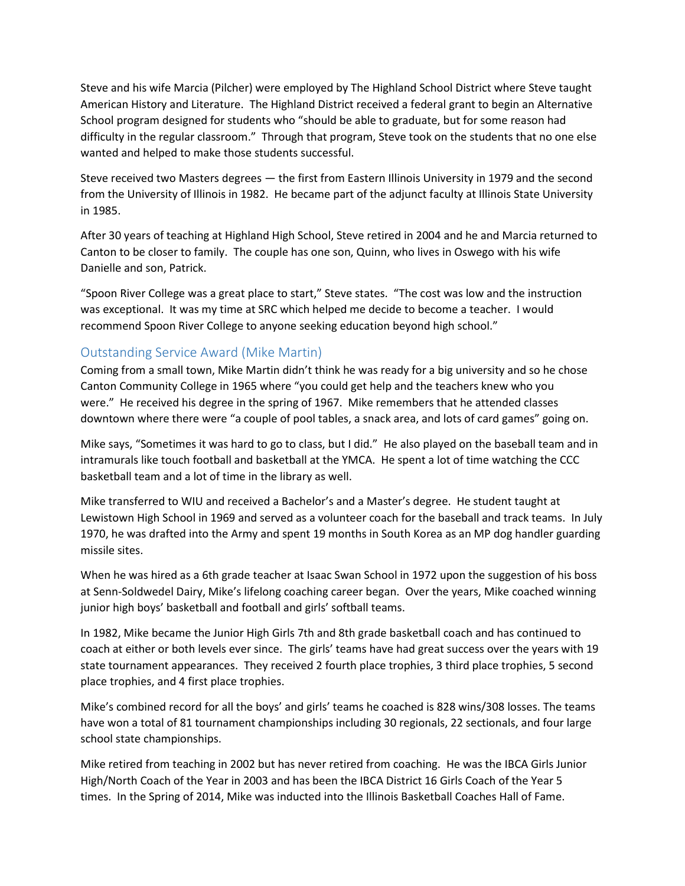Steve and his wife Marcia (Pilcher) were employed by The Highland School District where Steve taught American History and Literature. The Highland District received a federal grant to begin an Alternative School program designed for students who "should be able to graduate, but for some reason had difficulty in the regular classroom." Through that program, Steve took on the students that no one else wanted and helped to make those students successful.

Steve received two Masters degrees — the first from Eastern Illinois University in 1979 and the second from the University of Illinois in 1982. He became part of the adjunct faculty at Illinois State University in 1985.

After 30 years of teaching at Highland High School, Steve retired in 2004 and he and Marcia returned to Canton to be closer to family. The couple has one son, Quinn, who lives in Oswego with his wife Danielle and son, Patrick.

"Spoon River College was a great place to start," Steve states. "The cost was low and the instruction was exceptional. It was my time at SRC which helped me decide to become a teacher. I would recommend Spoon River College to anyone seeking education beyond high school."

## Outstanding Service Award (Mike Martin)

Coming from a small town, Mike Martin didn't think he was ready for a big university and so he chose Canton Community College in 1965 where "you could get help and the teachers knew who you were." He received his degree in the spring of 1967. Mike remembers that he attended classes downtown where there were "a couple of pool tables, a snack area, and lots of card games" going on.

Mike says, "Sometimes it was hard to go to class, but I did." He also played on the baseball team and in intramurals like touch football and basketball at the YMCA. He spent a lot of time watching the CCC basketball team and a lot of time in the library as well.

Mike transferred to WIU and received a Bachelor's and a Master's degree. He student taught at Lewistown High School in 1969 and served as a volunteer coach for the baseball and track teams. In July 1970, he was drafted into the Army and spent 19 months in South Korea as an MP dog handler guarding missile sites.

When he was hired as a 6th grade teacher at Isaac Swan School in 1972 upon the suggestion of his boss at Senn-Soldwedel Dairy, Mike's lifelong coaching career began. Over the years, Mike coached winning junior high boys' basketball and football and girls' softball teams.

In 1982, Mike became the Junior High Girls 7th and 8th grade basketball coach and has continued to coach at either or both levels ever since. The girls' teams have had great success over the years with 19 state tournament appearances. They received 2 fourth place trophies, 3 third place trophies, 5 second place trophies, and 4 first place trophies.

Mike's combined record for all the boys' and girls' teams he coached is 828 wins/308 losses. The teams have won a total of 81 tournament championships including 30 regionals, 22 sectionals, and four large school state championships.

Mike retired from teaching in 2002 but has never retired from coaching. He was the IBCA Girls Junior High/North Coach of the Year in 2003 and has been the IBCA District 16 Girls Coach of the Year 5 times. In the Spring of 2014, Mike was inducted into the Illinois Basketball Coaches Hall of Fame.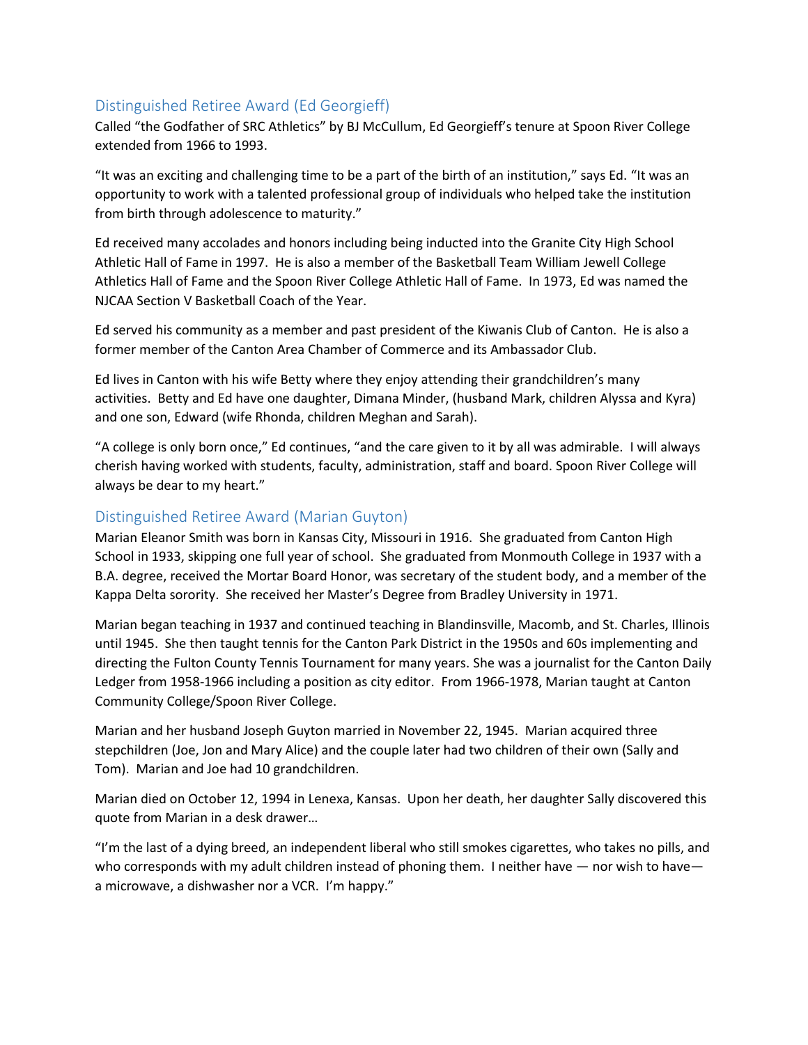## Distinguished Retiree Award (Ed Georgieff)

Called "the Godfather of SRC Athletics" by BJ McCullum, Ed Georgieff's tenure at Spoon River College extended from 1966 to 1993.

"It was an exciting and challenging time to be a part of the birth of an institution," says Ed. "It was an opportunity to work with a talented professional group of individuals who helped take the institution from birth through adolescence to maturity."

Ed received many accolades and honors including being inducted into the Granite City High School Athletic Hall of Fame in 1997. He is also a member of the Basketball Team William Jewell College Athletics Hall of Fame and the Spoon River College Athletic Hall of Fame. In 1973, Ed was named the NJCAA Section V Basketball Coach of the Year.

Ed served his community as a member and past president of the Kiwanis Club of Canton. He is also a former member of the Canton Area Chamber of Commerce and its Ambassador Club.

Ed lives in Canton with his wife Betty where they enjoy attending their grandchildren's many activities. Betty and Ed have one daughter, Dimana Minder, (husband Mark, children Alyssa and Kyra) and one son, Edward (wife Rhonda, children Meghan and Sarah).

"A college is only born once," Ed continues, "and the care given to it by all was admirable. I will always cherish having worked with students, faculty, administration, staff and board. Spoon River College will always be dear to my heart."

## Distinguished Retiree Award (Marian Guyton)

Marian Eleanor Smith was born in Kansas City, Missouri in 1916. She graduated from Canton High School in 1933, skipping one full year of school. She graduated from Monmouth College in 1937 with a B.A. degree, received the Mortar Board Honor, was secretary of the student body, and a member of the Kappa Delta sorority. She received her Master's Degree from Bradley University in 1971.

Marian began teaching in 1937 and continued teaching in Blandinsville, Macomb, and St. Charles, Illinois until 1945. She then taught tennis for the Canton Park District in the 1950s and 60s implementing and directing the Fulton County Tennis Tournament for many years. She was a journalist for the Canton Daily Ledger from 1958-1966 including a position as city editor. From 1966-1978, Marian taught at Canton Community College/Spoon River College.

Marian and her husband Joseph Guyton married in November 22, 1945. Marian acquired three stepchildren (Joe, Jon and Mary Alice) and the couple later had two children of their own (Sally and Tom). Marian and Joe had 10 grandchildren.

Marian died on October 12, 1994 in Lenexa, Kansas. Upon her death, her daughter Sally discovered this quote from Marian in a desk drawer…

"I'm the last of a dying breed, an independent liberal who still smokes cigarettes, who takes no pills, and who corresponds with my adult children instead of phoning them. I neither have — nor wish to have— a microwave, a dishwasher nor a VCR. I'm happy."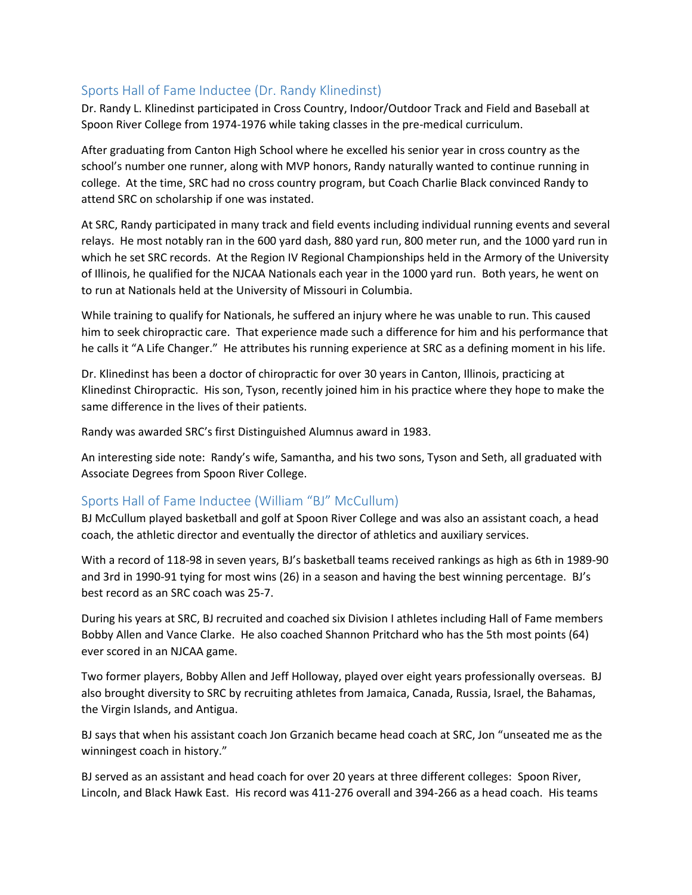## Sports Hall of Fame Inductee (Dr. Randy Klinedinst)

Dr. Randy L. Klinedinst participated in Cross Country, Indoor/Outdoor Track and Field and Baseball at Spoon River College from 1974-1976 while taking classes in the pre-medical curriculum.

After graduating from Canton High School where he excelled his senior year in cross country as the school's number one runner, along with MVP honors, Randy naturally wanted to continue running in college. At the time, SRC had no cross country program, but Coach Charlie Black convinced Randy to attend SRC on scholarship if one was instated.

At SRC, Randy participated in many track and field events including individual running events and several relays. He most notably ran in the 600 yard dash, 880 yard run, 800 meter run, and the 1000 yard run in which he set SRC records. At the Region IV Regional Championships held in the Armory of the University of Illinois, he qualified for the NJCAA Nationals each year in the 1000 yard run. Both years, he went on to run at Nationals held at the University of Missouri in Columbia.

While training to qualify for Nationals, he suffered an injury where he was unable to run. This caused him to seek chiropractic care. That experience made such a difference for him and his performance that he calls it "A Life Changer." He attributes his running experience at SRC as a defining moment in his life.

Dr. Klinedinst has been a doctor of chiropractic for over 30 years in Canton, Illinois, practicing at Klinedinst Chiropractic. His son, Tyson, recently joined him in his practice where they hope to make the same difference in the lives of their patients.

Randy was awarded SRC's first Distinguished Alumnus award in 1983.

An interesting side note: Randy's wife, Samantha, and his two sons, Tyson and Seth, all graduated with Associate Degrees from Spoon River College.

## Sports Hall of Fame Inductee (William "BJ" McCullum)

BJ McCullum played basketball and golf at Spoon River College and was also an assistant coach, a head coach, the athletic director and eventually the director of athletics and auxiliary services.

With a record of 118-98 in seven years, BJ's basketball teams received rankings as high as 6th in 1989-90 and 3rd in 1990-91 tying for most wins (26) in a season and having the best winning percentage. BJ's best record as an SRC coach was 25-7.

During his years at SRC, BJ recruited and coached six Division I athletes including Hall of Fame members Bobby Allen and Vance Clarke. He also coached Shannon Pritchard who has the 5th most points (64) ever scored in an NJCAA game.

Two former players, Bobby Allen and Jeff Holloway, played over eight years professionally overseas. BJ also brought diversity to SRC by recruiting athletes from Jamaica, Canada, Russia, Israel, the Bahamas, the Virgin Islands, and Antigua.

BJ says that when his assistant coach Jon Grzanich became head coach at SRC, Jon "unseated me as the winningest coach in history."

BJ served as an assistant and head coach for over 20 years at three different colleges: Spoon River, Lincoln, and Black Hawk East. His record was 411-276 overall and 394-266 as a head coach. His teams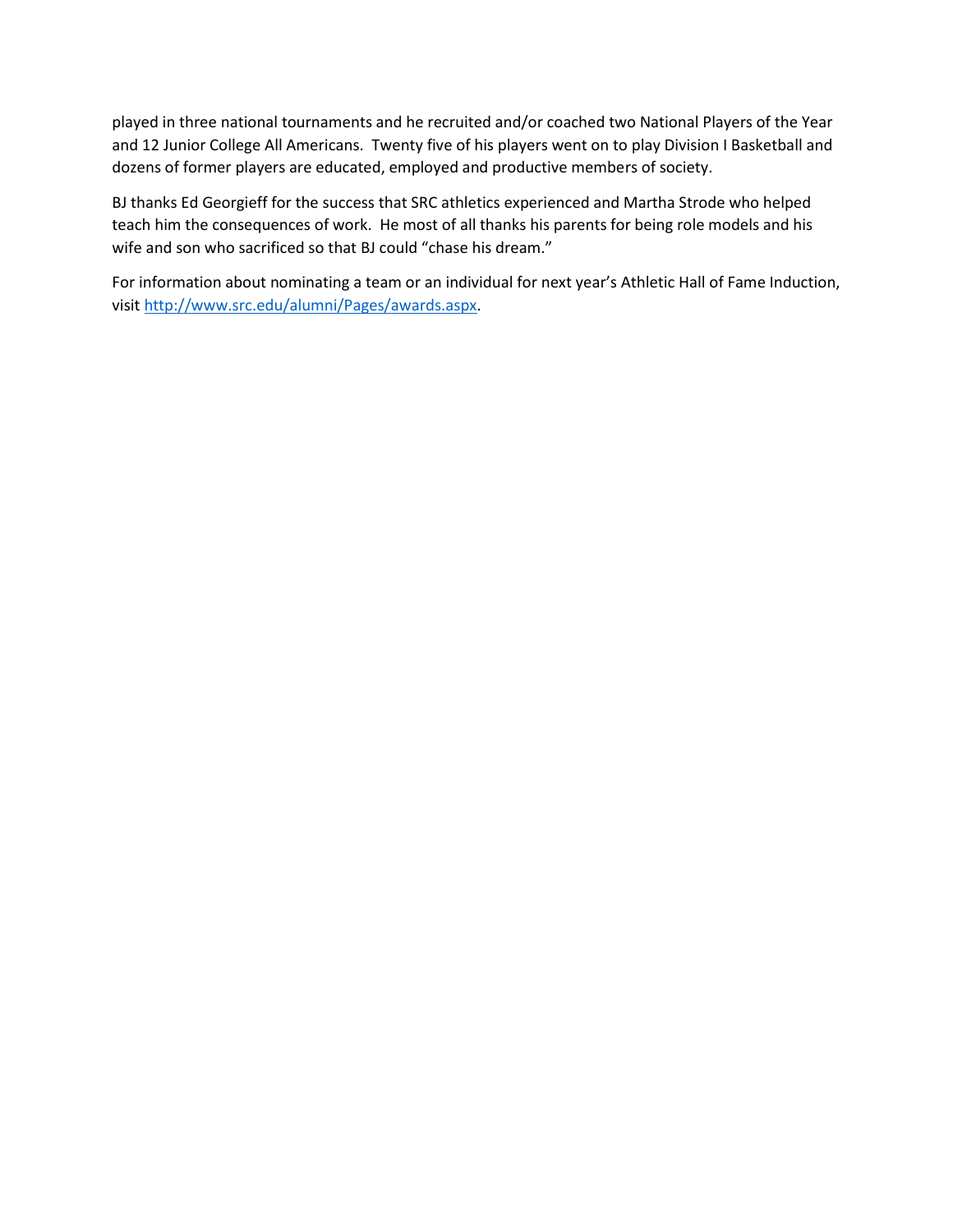played in three national tournaments and he recruited and/or coached two National Players of the Year and 12 Junior College All Americans. Twenty five of his players went on to play Division I Basketball and dozens of former players are educated, employed and productive members of society.

BJ thanks Ed Georgieff for the success that SRC athletics experienced and Martha Strode who helped teach him the consequences of work. He most of all thanks his parents for being role models and his wife and son who sacrificed so that BJ could "chase his dream."

For information about nominating a team or an individual for next year's Athletic Hall of Fame Induction, visit [http://www.src.edu/alumni/Pages/awards.aspx](http://www.src.edu/alumni/Pages/awards.aspx).